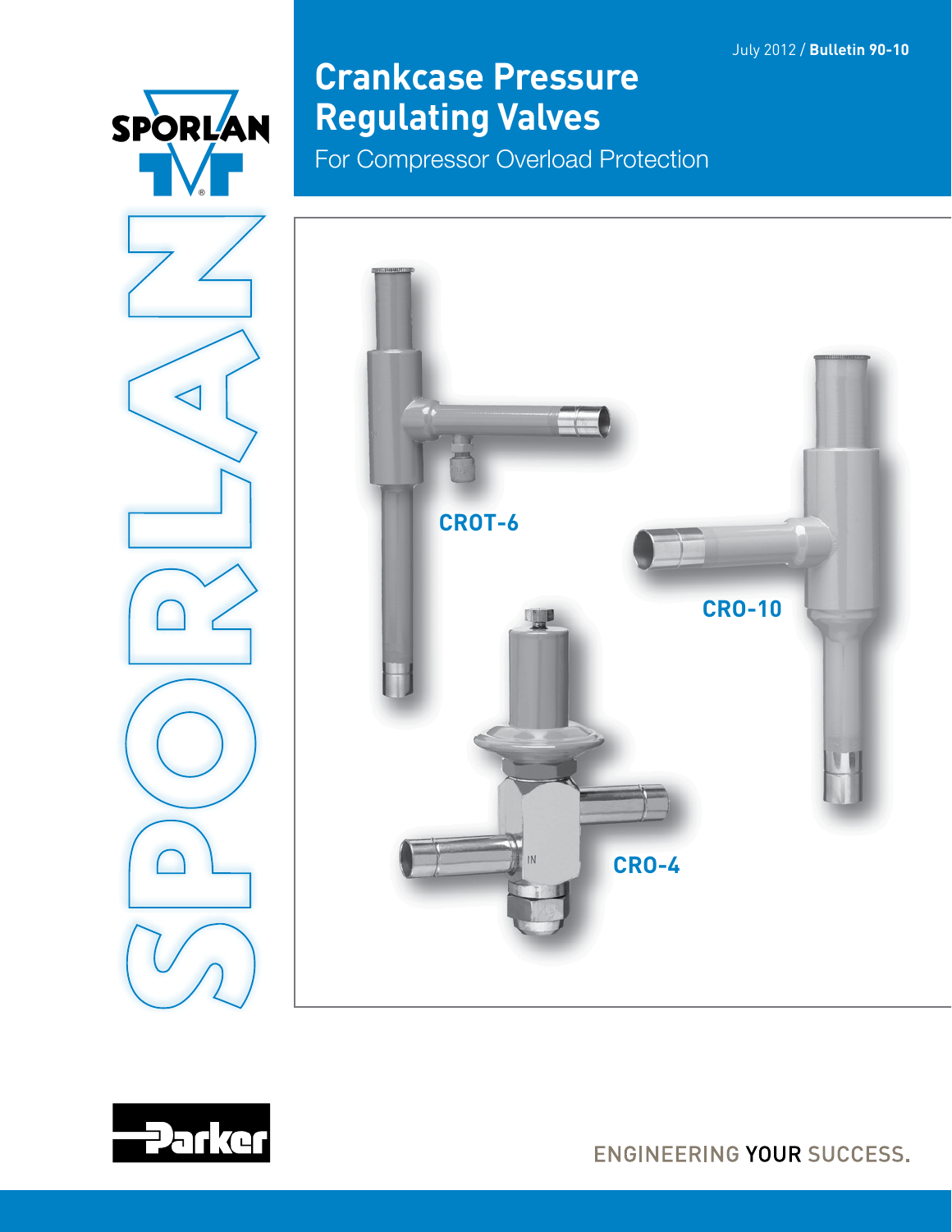July 2012 / **Bulletin 90-10**

# Crankcase Pressure Regulating Valves

For Compressor Overload Protection

CROT-6

CRO-10

CRO-4

ENGINEERING YOUR SUCCESS.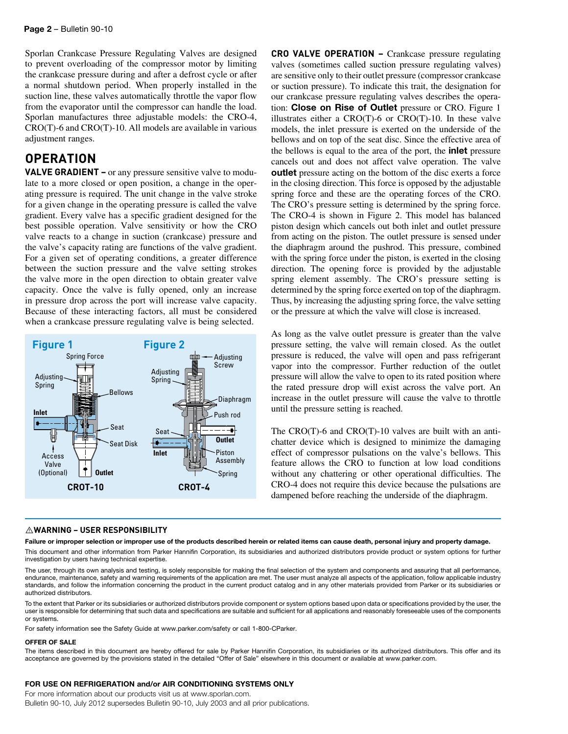Sporlan Crankcase Pressure Regulating Valves are designed to prevent overloading of the compressor motor by limiting the crankcase pressure during and after a defrost cycle or after a normal shutdown period. When properly installed in the suction line, these valves automatically throttle the vapor flow from the evaporator until the compressor can handle the load. Sporlan manufactures three adjustable models: the CRO-4, CRO(T)-6 and CRO(T)-10. All models are available in various adjustment ranges.

## OPERATION

**VALVE GRADIENT –** or any pressure sensitive valve to modulate to a more closed or open position, a change in the operating pressure is required. The unit change in the valve stroke for a given change in the operating pressure is called the valve gradient. Every valve has a specific gradient designed for the best possible operation. Valve sensitivity or how the CRO valve reacts to a change in suction (crankcase) pressure and the valve's capacity rating are functions of the valve gradient. For a given set of operating conditions, a greater difference between the suction pressure and the valve setting strokes the valve more in the open direction to obtain greater valve capacity. Once the valve is fully opened, only an increase in pressure drop across the port will increase valve capacity. Because of these interacting factors, all must be considered when a crankcase pressure regulating valve is being selected.

**Figure 1** – CROT-10 (labels: Spring Force, Adjusting Spring, Bellows, Inlet, Seat, Seat Disk, Access Valve (Optional), Outlet)

**Figure 2** – CROT-4 (labels: Adjusting Screw, Adjusting Spring, Diaphragm, Push rod, Seat, Outlet, Inlet, Piston Assembly, Spring)

**CRO VALVE OPERATION –** Crankcase pressure regulating valves (sometimes called suction pressure regulating valves) are sensitive only to their outlet pressure (compressor crankcase or suction pressure). To indicate this trait, the designation for our crankcase pressure regulating valves describes the operation: **Close on Rise of Outlet** pressure or CRO. Figure 1 illustrates either a CRO(T)-6 or CRO(T)-10. In these valve models, the inlet pressure is exerted on the underside of the bellows and on top of the seat disc. Since the effective area of the bellows is equal to the area of the port, the **inlet** pressure cancels out and does not affect valve operation. The valve **outlet** pressure acting on the bottom of the disc exerts a force in the closing direction. This force is opposed by the adjustable spring force and these are the operating forces of the CRO. The CRO's pressure setting is determined by the spring force. The CRO-4 is shown in Figure 2. This model has balanced piston design which cancels out both inlet and outlet pressure from acting on the piston. The outlet pressure is sensed under the diaphragm around the pushrod. This pressure, combined with the spring force under the piston, is exerted in the closing direction. The opening force is provided by the adjustable spring element assembly. The CRO's pressure setting is determined by the spring force exerted on top of the diaphragm. Thus, by increasing the adjusting spring force, the valve setting or the pressure at which the valve will close is increased.

As long as the valve outlet pressure is greater than the valve pressure setting, the valve will remain closed. As the outlet pressure is reduced, the valve will open and pass refrigerant vapor into the compressor. Further reduction of the outlet pressure will allow the valve to open to its rated position where the rated pressure drop will exist across the valve port. An increase in the outlet pressure will cause the valve to throttle until the pressure setting is reached.

The CRO(T)-6 and CRO(T)-10 valves are built with an anti-chatter device which is designed to minimize the damaging effect of compressor pulsations on the valve's bellows. This feature allows the CRO to function at low load conditions without any chattering or other operational difficulties. The CRO-4 does not require this device because the pulsations are dampened before reaching the underside of the diaphragm.

---

### ⚠WARNING – USER RESPONSIBILITY

**Failure or improper selection or improper use of the products described herein or related items can cause death, personal injury and property damage.**

This document and other information from Parker Hannifin Corporation, its subsidiaries and authorized distributors provide product or system options for further investigation by users having technical expertise.

The user, through its own analysis and testing, is solely responsible for making the final selection of the system and components and assuring that all performance, endurance, maintenance, safety and warning requirements of the application are met. The user must analyze all aspects of the application, follow applicable industry standards, and follow the information concerning the product in the current product catalog and in any other materials provided from Parker or its subsidiaries or authorized distributors.

To the extent that Parker or its subsidiaries or authorized distributors provide component or system options based upon data or specifications provided by the user, the user is responsible for determining that such data and specifications are suitable and sufficient for all applications and reasonably foreseeable uses of the components or systems.

For safety information see the Safety Guide at www.parker.com/safety or call 1-800-CParker.

**OFFER OF SALE**

The items described in this document are hereby offered for sale by Parker Hannifin Corporation, its subsidiaries or its authorized distributors. This offer and its acceptance are governed by the provisions stated in the detailed "Offer of Sale" elsewhere in this document or available at www.parker.com.

**FOR USE ON REFRIGERATION and/or AIR CONDITIONING SYSTEMS ONLY**

For more information about our products visit us at www.sporlan.com.
Bulletin 90-10, July 2012 supersedes Bulletin 90-10, July 2003 and all prior publications.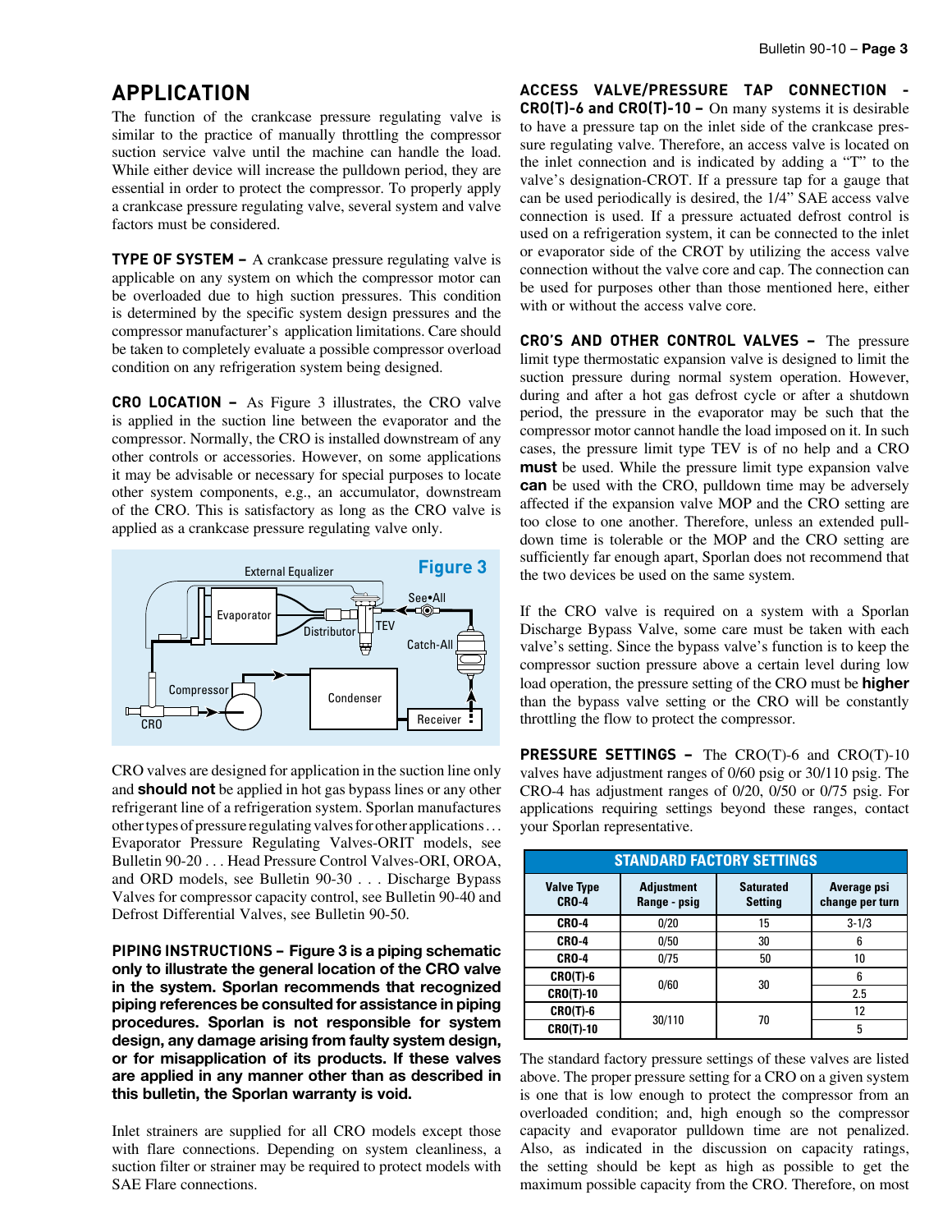## APPLICATION

The function of the crankcase pressure regulating valve is similar to the practice of manually throttling the compressor suction service valve until the machine can handle the load. While either device will increase the pulldown period, they are essential in order to protect the compressor. To properly apply a crankcase pressure regulating valve, several system and valve factors must be considered.

**TYPE OF SYSTEM –** A crankcase pressure regulating valve is applicable on any system on which the compressor motor can be overloaded due to high suction pressures. This condition is determined by the specific system design pressures and the compressor manufacturer's application limitations. Care should be taken to completely evaluate a possible compressor overload condition on any refrigeration system being designed.

**CRO LOCATION –** As Figure 3 illustrates, the CRO valve is applied in the suction line between the evaporator and the compressor. Normally, the CRO is installed downstream of any other controls or accessories. However, on some applications it may be advisable or necessary for special purposes to locate other system components, e.g., an accumulator, downstream of the CRO. This is satisfactory as long as the CRO valve is applied as a crankcase pressure regulating valve only.

**Figure 3**

CRO valves are designed for application in the suction line only and **should not** be applied in hot gas bypass lines or any other refrigerant line of a refrigeration system. Sporlan manufactures other types of pressure regulating valves for other applications . . . Evaporator Pressure Regulating Valves-ORIT models, see Bulletin 90-20 . . . Head Pressure Control Valves-ORI, OROA, and ORD models, see Bulletin 90-30 . . . Discharge Bypass Valves for compressor capacity control, see Bulletin 90-40 and Defrost Differential Valves, see Bulletin 90-50.

**PIPING INSTRUCTIONS – Figure 3 is a piping schematic only to illustrate the general location of the CRO valve in the system. Sporlan recommends that recognized piping references be consulted for assistance in piping procedures. Sporlan is not responsible for system design, any damage arising from faulty system design, or for misapplication of its products. If these valves are applied in any manner other than as described in this bulletin, the Sporlan warranty is void.**

Inlet strainers are supplied for all CRO models except those with flare connections. Depending on system cleanliness, a suction filter or strainer may be required to protect models with SAE Flare connections.

**ACCESS VALVE/PRESSURE TAP CONNECTION - CRO(T)-6 and CRO(T)-10 –** On many systems it is desirable to have a pressure tap on the inlet side of the crankcase pressure regulating valve. Therefore, an access valve is located on the inlet connection and is indicated by adding a "T" to the valve's designation-CROT. If a pressure tap for a gauge that can be used periodically is desired, the 1/4" SAE access valve connection is used. If a pressure actuated defrost control is used on a refrigeration system, it can be connected to the inlet or evaporator side of the CROT by utilizing the access valve connection without the valve core and cap. The connection can be used for purposes other than those mentioned here, either with or without the access valve core.

**CRO'S AND OTHER CONTROL VALVES –** The pressure limit type thermostatic expansion valve is designed to limit the suction pressure during normal system operation. However, during and after a hot gas defrost cycle or after a shutdown period, the pressure in the evaporator may be such that the compressor motor cannot handle the load imposed on it. In such cases, the pressure limit type TEV is of no help and a CRO **must** be used. While the pressure limit type expansion valve **can** be used with the CRO, pulldown time may be adversely affected if the expansion valve MOP and the CRO setting are too close to one another. Therefore, unless an extended pulldown time is tolerable or the MOP and the CRO setting are sufficiently far enough apart, Sporlan does not recommend that the two devices be used on the same system.

If the CRO valve is required on a system with a Sporlan Discharge Bypass Valve, some care must be taken with each valve's setting. Since the bypass valve's function is to keep the compressor suction pressure above a certain level during low load operation, the pressure setting of the CRO must be **higher** than the bypass valve setting or the CRO will be constantly throttling the flow to protect the compressor.

**PRESSURE SETTINGS –** The CRO(T)-6 and CRO(T)-10 valves have adjustment ranges of 0/60 psig or 30/110 psig. The CRO-4 has adjustment ranges of 0/20, 0/50 or 0/75 psig. For applications requiring settings beyond these ranges, contact your Sporlan representative.

**STANDARD FACTORY SETTINGS**

| Valve Type CRO-4 | Adjustment Range - psig | Saturated Setting | Average psi change per turn |
|---|---|---|---|
| CRO-4 | 0/20 | 15 | 3-1/3 |
| CRO-4 | 0/50 | 30 | 6 |
| CRO-4 | 0/75 | 50 | 10 |
| CRO(T)-6 | 0/60 | 30 | 6 |
| CRO(T)-10 | 0/60 | 30 | 2.5 |
| CRO(T)-6 | 30/110 | 70 | 12 |
| CRO(T)-10 | 30/110 | 70 | 5 |

The standard factory pressure settings of these valves are listed above. The proper pressure setting for a CRO on a given system is one that is low enough to protect the compressor from an overloaded condition; and, high enough so the compressor capacity and evaporator pulldown time are not penalized. Also, as indicated in the discussion on capacity ratings, the setting should be kept as high as possible to get the maximum possible capacity from the CRO. Therefore, on most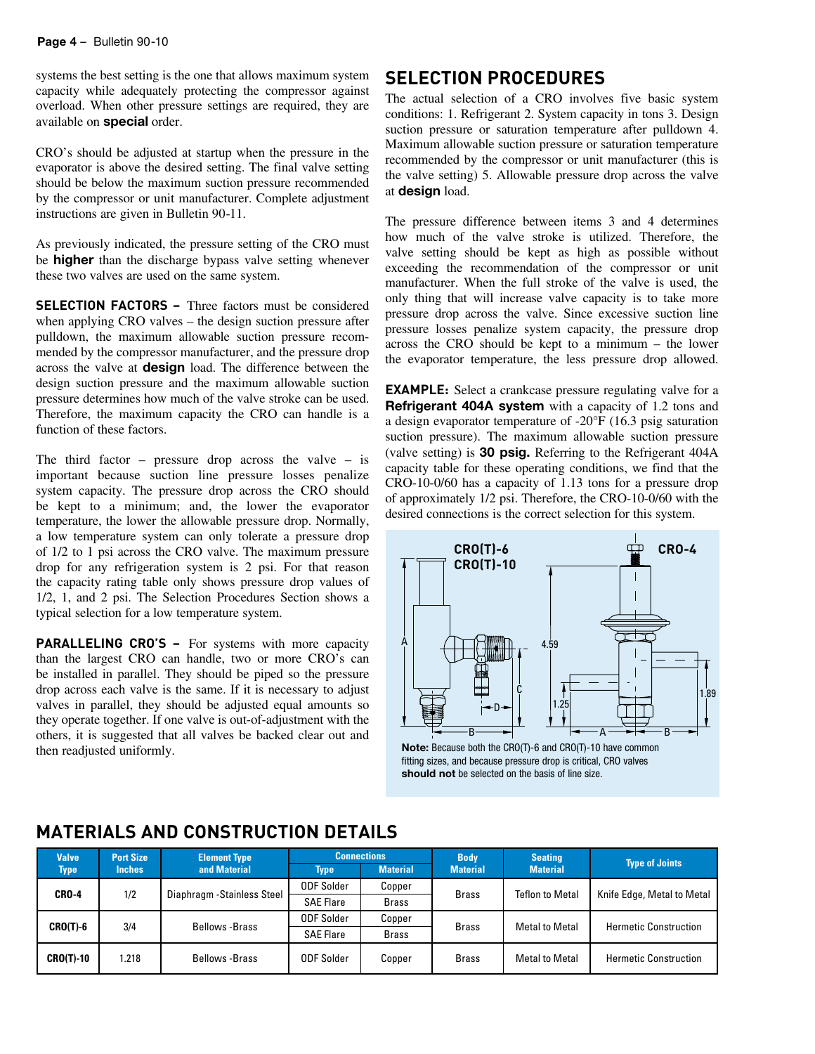systems the best setting is the one that allows maximum system capacity while adequately protecting the compressor against overload. When other pressure settings are required, they are available on **special** order.

CRO's should be adjusted at startup when the pressure in the evaporator is above the desired setting. The final valve setting should be below the maximum suction pressure recommended by the compressor or unit manufacturer. Complete adjustment instructions are given in Bulletin 90-11.

As previously indicated, the pressure setting of the CRO must be **higher** than the discharge bypass valve setting whenever these two valves are used on the same system.

**SELECTION FACTORS –** Three factors must be considered when applying CRO valves – the design suction pressure after pulldown, the maximum allowable suction pressure recommended by the compressor manufacturer, and the pressure drop across the valve at **design** load. The difference between the design suction pressure and the maximum allowable suction pressure determines how much of the valve stroke can be used. Therefore, the maximum capacity the CRO can handle is a function of these factors.

The third factor – pressure drop across the valve – is important because suction line pressure losses penalize system capacity. The pressure drop across the CRO should be kept to a minimum; and, the lower the evaporator temperature, the lower the allowable pressure drop. Normally, a low temperature system can only tolerate a pressure drop of 1/2 to 1 psi across the CRO valve. The maximum pressure drop for any refrigeration system is 2 psi. For that reason the capacity rating table only shows pressure drop values of 1/2, 1, and 2 psi. The Selection Procedures Section shows a typical selection for a low temperature system.

**PARALLELING CRO'S –** For systems with more capacity than the largest CRO can handle, two or more CRO's can be installed in parallel. They should be piped so the pressure drop across each valve is the same. If it is necessary to adjust valves in parallel, they should be adjusted equal amounts so they operate together. If one valve is out-of-adjustment with the others, it is suggested that all valves be backed clear out and then readjusted uniformly.

## SELECTION PROCEDURES

The actual selection of a CRO involves five basic system conditions: 1. Refrigerant 2. System capacity in tons 3. Design suction pressure or saturation temperature after pulldown 4. Maximum allowable suction pressure or saturation temperature recommended by the compressor or unit manufacturer (this is the valve setting) 5. Allowable pressure drop across the valve at **design** load.

The pressure difference between items 3 and 4 determines how much of the valve stroke is utilized. Therefore, the valve setting should be kept as high as possible without exceeding the recommendation of the compressor or unit manufacturer. When the full stroke of the valve is used, the only thing that will increase valve capacity is to take more pressure drop across the valve. Since excessive suction line pressure losses penalize system capacity, the pressure drop across the CRO should be kept to a minimum – the lower the evaporator temperature, the less pressure drop allowed.

**EXAMPLE:** Select a crankcase pressure regulating valve for a **Refrigerant 404A system** with a capacity of 1.2 tons and a design evaporator temperature of -20°F (16.3 psig saturation suction pressure). The maximum allowable suction pressure (valve setting) is **30 psig.** Referring to the Refrigerant 404A capacity table for these operating conditions, we find that the CRO-10-0/60 has a capacity of 1.13 tons for a pressure drop of approximately 1/2 psi. Therefore, the CRO-10-0/60 with the desired connections is the correct selection for this system.

CRO(T)-6 CRO(T)-10 — CRO-4

**Note:** Because both the CRO(T)-6 and CRO(T)-10 have common fitting sizes, and because pressure drop is critical, CRO valves **should not** be selected on the basis of line size.

## MATERIALS AND CONSTRUCTION DETAILS

| Valve Type | Port Size Inches | Element Type and Material | Connections | | Body Material | Seating Material | Type of Joints |
|---|---|---|---|---|---|---|---|
| | | | Type | Material | | | |
| CRO-4 | 1/2 | Diaphragm -Stainless Steel | ODF Solder | Copper | Brass | Teflon to Metal | Knife Edge, Metal to Metal |
| | | | SAE Flare | Brass | | | |
| CRO(T)-6 | 3/4 | Bellows -Brass | ODF Solder | Copper | Brass | Metal to Metal | Hermetic Construction |
| | | | SAE Flare | Brass | | | |
| CRO(T)-10 | 1.218 | Bellows -Brass | ODF Solder | Copper | Brass | Metal to Metal | Hermetic Construction |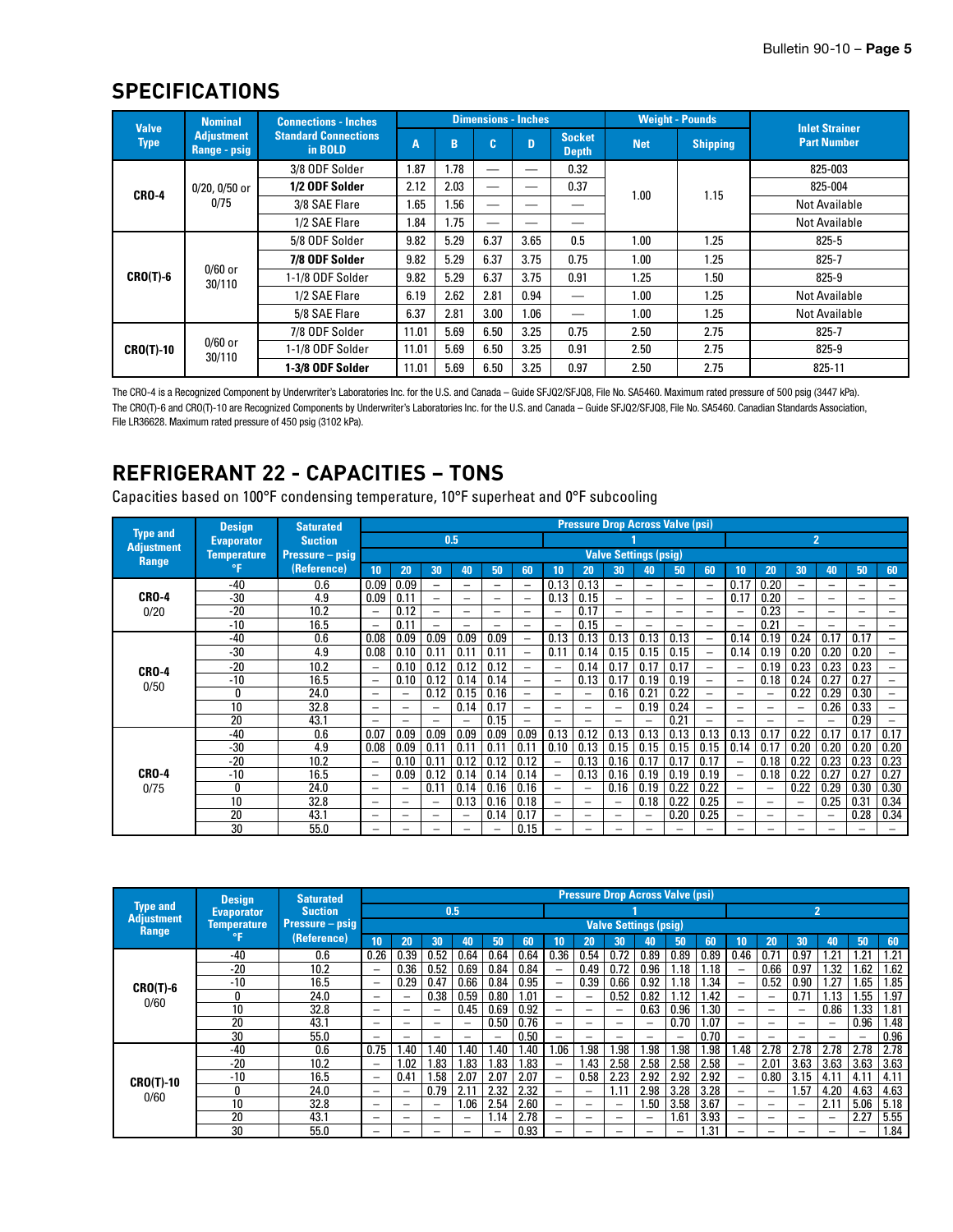## SPECIFICATIONS

| Valve Type | Nominal Adjustment Range - psig | Connections - Inches Standard Connections in BOLD | Dimensions - Inches A | B | C | D | Socket Depth | Weight - Pounds Net | Shipping | Inlet Strainer Part Number |
|---|---|---|---|---|---|---|---|---|---|---|
| CRO-4 | 0/20, 0/50 or 0/75 | 3/8 ODF Solder | 1.87 | 1.78 | — | — | 0.32 | 1.00 | 1.15 | 825-003 |
| | | **1/2 ODF Solder** | 2.12 | 2.03 | — | — | 0.37 | | | 825-004 |
| | | 3/8 SAE Flare | 1.65 | 1.56 | — | — | — | | | Not Available |
| | | 1/2 SAE Flare | 1.84 | 1.75 | — | — | — | | | Not Available |
| CRO(T)-6 | 0/60 or 30/110 | 5/8 ODF Solder | 9.82 | 5.29 | 6.37 | 3.65 | 0.5 | 1.00 | 1.25 | 825-5 |
| | | **7/8 ODF Solder** | 9.82 | 5.29 | 6.37 | 3.75 | 0.75 | 1.00 | 1.25 | 825-7 |
| | | 1-1/8 ODF Solder | 9.82 | 5.29 | 6.37 | 3.75 | 0.91 | 1.25 | 1.50 | 825-9 |
| | | 1/2 SAE Flare | 6.19 | 2.62 | 2.81 | 0.94 | — | 1.00 | 1.25 | Not Available |
| | | 5/8 SAE Flare | 6.37 | 2.81 | 3.00 | 1.06 | — | 1.00 | 1.25 | Not Available |
| CRO(T)-10 | 0/60 or 30/110 | 7/8 ODF Solder | 11.01 | 5.69 | 6.50 | 3.25 | 0.75 | 2.50 | 2.75 | 825-7 |
| | | 1-1/8 ODF Solder | 11.01 | 5.69 | 6.50 | 3.25 | 0.91 | 2.50 | 2.75 | 825-9 |
| | | **1-3/8 ODF Solder** | 11.01 | 5.69 | 6.50 | 3.25 | 0.97 | 2.50 | 2.75 | 825-11 |

The CRO-4 is a Recognized Component by Underwriter's Laboratories Inc. for the U.S. and Canada – Guide SFJQ2/SFJQ8, File No. SA5460. Maximum rated pressure of 500 psig (3447 kPa).
The CRO(T)-6 and CRO(T)-10 are Recognized Components by Underwriter's Laboratories Inc. for the U.S. and Canada – Guide SFJQ2/SFJQ8, File No. SA5460. Canadian Standards Association, File LR36628. Maximum rated pressure of 450 psig (3102 kPa).

## REFRIGERANT 22 - CAPACITIES – TONS

Capacities based on 100°F condensing temperature, 10°F superheat and 0°F subcooling

| Type and Adjustment Range | Design Evaporator Temperature °F | Saturated Suction Pressure – psig (Reference) | Pressure Drop Across Valve (psi) 0.5 — Valve Settings (psig) 10 | 20 | 30 | 40 | 50 | 60 | 1 — 10 | 20 | 30 | 40 | 50 | 60 | 2 — 10 | 20 | 30 | 40 | 50 | 60 |
|---|---|---|---|---|---|---|---|---|---|---|---|---|---|---|---|---|---|---|---|---|
| CRO-4 0/20 | -40 | 0.6 | 0.09 | 0.09 | – | – | – | – | 0.13 | 0.13 | – | – | – | – | 0.17 | 0.20 | – | – | – | – |
| | -30 | 4.9 | 0.09 | 0.11 | – | – | – | – | 0.13 | 0.15 | – | – | – | – | 0.17 | 0.20 | – | – | – | – |
| | -20 | 10.2 | – | 0.12 | – | – | – | – | – | 0.17 | – | – | – | – | – | 0.23 | – | – | – | – |
| | -10 | 16.5 | – | 0.11 | – | – | – | – | – | 0.15 | – | – | – | – | – | 0.21 | – | – | – | – |
| CRO-4 0/50 | -40 | 0.6 | 0.08 | 0.09 | 0.09 | 0.09 | 0.09 | – | 0.13 | 0.13 | 0.13 | 0.13 | 0.13 | – | 0.14 | 0.19 | 0.24 | 0.17 | 0.17 | – |
| | -30 | 4.9 | 0.08 | 0.10 | 0.11 | 0.11 | 0.11 | – | 0.11 | 0.14 | 0.15 | 0.15 | 0.15 | – | 0.14 | 0.19 | 0.20 | 0.20 | 0.20 | – |
| | -20 | 10.2 | – | 0.10 | 0.12 | 0.12 | 0.12 | – | – | 0.14 | 0.17 | 0.17 | 0.17 | – | – | 0.19 | 0.23 | 0.23 | 0.23 | – |
| | -10 | 16.5 | – | 0.10 | 0.12 | 0.14 | 0.14 | – | – | 0.13 | 0.17 | 0.19 | 0.19 | – | – | 0.18 | 0.24 | 0.27 | 0.27 | – |
| | 0 | 24.0 | – | – | 0.12 | 0.15 | 0.16 | – | – | – | 0.16 | 0.21 | 0.22 | – | – | – | 0.22 | 0.29 | 0.30 | – |
| | 10 | 32.8 | – | – | – | 0.14 | 0.17 | – | – | – | – | 0.19 | 0.24 | – | – | – | – | 0.26 | 0.33 | – |
| | 20 | 43.1 | – | – | – | – | 0.15 | – | – | – | – | – | 0.21 | – | – | – | – | – | 0.29 | – |
| CRO-4 0/75 | -40 | 0.6 | 0.07 | 0.09 | 0.09 | 0.09 | 0.09 | 0.09 | 0.13 | 0.12 | 0.13 | 0.13 | 0.13 | 0.13 | 0.13 | 0.17 | 0.22 | 0.17 | 0.17 | 0.17 |
| | -30 | 4.9 | 0.08 | 0.09 | 0.11 | 0.11 | 0.11 | 0.11 | 0.10 | 0.13 | 0.15 | 0.15 | 0.15 | 0.15 | 0.14 | 0.17 | 0.20 | 0.20 | 0.20 | 0.20 |
| | -20 | 10.2 | – | 0.10 | 0.11 | 0.12 | 0.12 | 0.12 | – | 0.13 | 0.16 | 0.17 | 0.17 | 0.17 | – | 0.18 | 0.22 | 0.23 | 0.23 | 0.23 |
| | -10 | 16.5 | – | 0.09 | 0.12 | 0.14 | 0.14 | 0.14 | – | 0.13 | 0.16 | 0.19 | 0.19 | 0.19 | – | 0.18 | 0.22 | 0.27 | 0.27 | 0.27 |
| | 0 | 24.0 | – | – | 0.11 | 0.14 | 0.16 | 0.16 | – | – | 0.16 | 0.19 | 0.22 | 0.22 | – | – | 0.22 | 0.29 | 0.30 | 0.30 |
| | 10 | 32.8 | – | – | – | 0.13 | 0.16 | 0.18 | – | – | – | 0.18 | 0.22 | 0.25 | – | – | – | 0.25 | 0.31 | 0.34 |
| | 20 | 43.1 | – | – | – | – | 0.14 | 0.17 | – | – | – | – | 0.20 | 0.25 | – | – | – | – | 0.28 | 0.34 |
| | 30 | 55.0 | – | – | – | – | – | 0.15 | – | – | – | – | – | – | – | – | – | – | – | – |

| Type and Adjustment Range | Design Evaporator Temperature °F | Saturated Suction Pressure – psig (Reference) | Pressure Drop Across Valve (psi) 0.5 — Valve Settings (psig) 10 | 20 | 30 | 40 | 50 | 60 | 1 — 10 | 20 | 30 | 40 | 50 | 60 | 2 — 10 | 20 | 30 | 40 | 50 | 60 |
|---|---|---|---|---|---|---|---|---|---|---|---|---|---|---|---|---|---|---|---|---|
| CRO(T)-6 0/60 | -40 | 0.6 | 0.26 | 0.39 | 0.52 | 0.64 | 0.64 | 0.64 | 0.36 | 0.54 | 0.72 | 0.89 | 0.89 | 0.89 | 0.46 | 0.71 | 0.97 | 1.21 | 1.21 | 1.21 |
| | -20 | 10.2 | – | 0.36 | 0.52 | 0.69 | 0.84 | 0.84 | – | 0.49 | 0.72 | 0.96 | 1.18 | 1.18 | – | 0.66 | 0.97 | 1.32 | 1.62 | 1.62 |
| | -10 | 16.5 | – | 0.29 | 0.47 | 0.66 | 0.84 | 0.95 | – | 0.39 | 0.66 | 0.92 | 1.18 | 1.34 | – | 0.52 | 0.90 | 1.27 | 1.65 | 1.85 |
| | 0 | 24.0 | – | – | 0.38 | 0.59 | 0.80 | 1.01 | – | – | 0.52 | 0.82 | 1.12 | 1.42 | – | – | 0.71 | 1.13 | 1.55 | 1.97 |
| | 10 | 32.8 | – | – | – | 0.45 | 0.69 | 0.92 | – | – | – | 0.63 | 0.96 | 1.30 | – | – | – | 0.86 | 1.33 | 1.81 |
| | 20 | 43.1 | – | – | – | – | 0.50 | 0.76 | – | – | – | – | 0.70 | 1.07 | – | – | – | – | 0.96 | 1.48 |
| | 30 | 55.0 | – | – | – | – | – | 0.50 | – | – | – | – | – | 0.70 | – | – | – | – | – | 0.96 |
| CRO(T)-10 0/60 | -40 | 0.6 | 0.75 | 1.40 | 1.40 | 1.40 | 1.40 | 1.40 | 1.06 | 1.98 | 1.98 | 1.98 | 1.98 | 1.98 | 1.48 | 2.78 | 2.78 | 2.78 | 2.78 | 2.78 |
| | -20 | 10.2 | – | 1.02 | 1.83 | 1.83 | 1.83 | 1.83 | – | 1.43 | 2.58 | 2.58 | 2.58 | 2.58 | – | 2.01 | 3.63 | 3.63 | 3.63 | 3.63 |
| | -10 | 16.5 | – | 0.41 | 1.58 | 2.07 | 2.07 | 2.07 | – | 0.58 | 2.23 | 2.92 | 2.92 | 2.92 | – | 0.80 | 3.15 | 4.11 | 4.11 | 4.11 |
| | 0 | 24.0 | – | – | 0.79 | 2.11 | 2.32 | 2.32 | – | – | 1.11 | 2.98 | 3.28 | 3.28 | – | – | 1.57 | 4.20 | 4.63 | 4.63 |
| | 10 | 32.8 | – | – | – | 1.06 | 2.54 | 2.60 | – | – | – | 1.50 | 3.58 | 3.67 | – | – | – | 2.11 | 5.06 | 5.18 |
| | 20 | 43.1 | – | – | – | – | 1.14 | 2.78 | – | – | – | – | 1.61 | 3.93 | – | – | – | – | 2.27 | 5.55 |
| | 30 | 55.0 | – | – | – | – | – | 0.93 | – | – | – | – | – | 1.31 | – | – | – | – | – | 1.84 |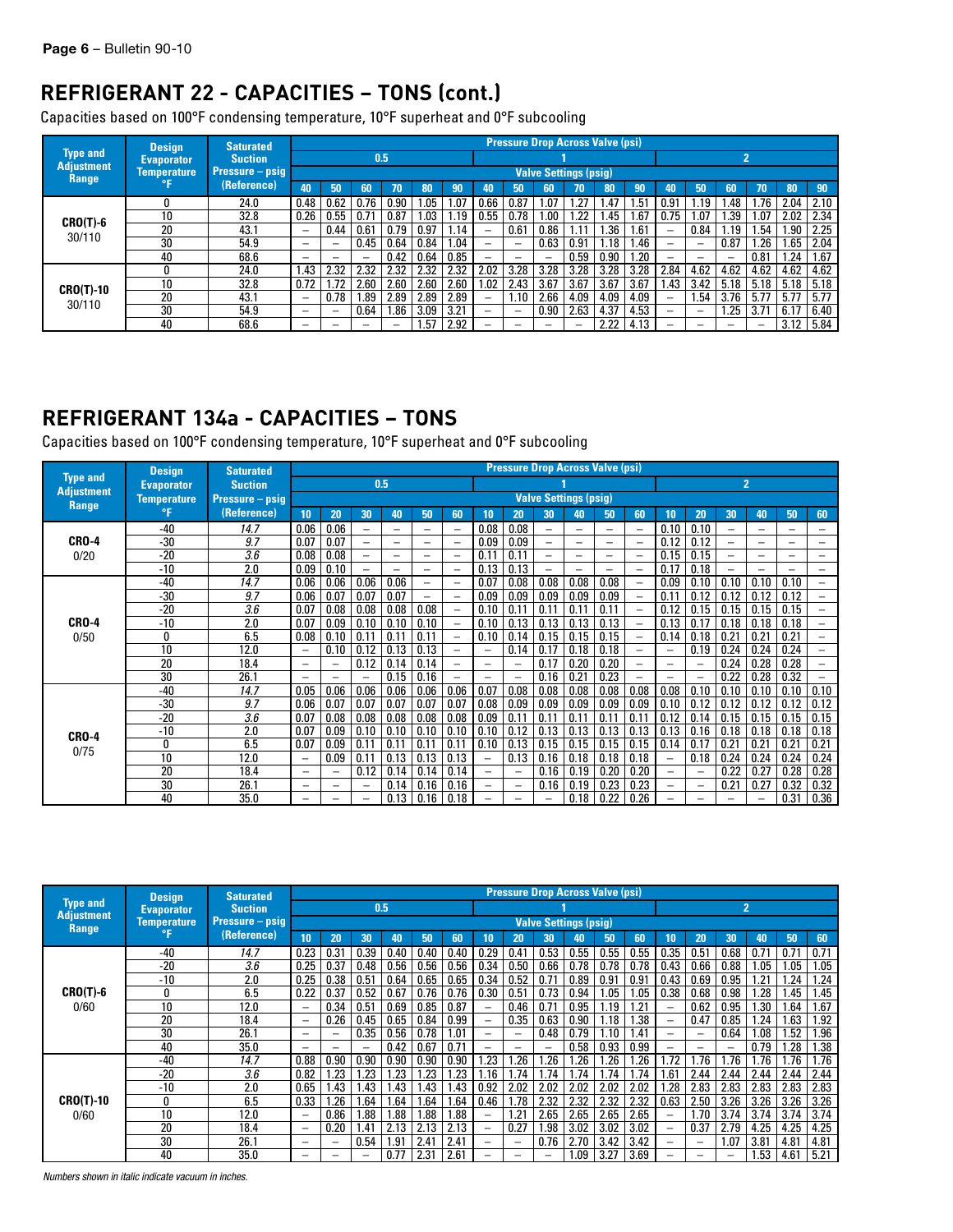## REFRIGERANT 22 - CAPACITIES – TONS (cont.)

Capacities based on 100°F condensing temperature, 10°F superheat and 0°F subcooling

| Type and Adjustment Range | Design Evaporator Temperature °F | Saturated Suction Pressure – psig (Reference) | Pressure Drop Across Valve (psi) 0.5 | | | | | | 1 | | | | | | 2 | | | | | |
|---|---|---|---|---|---|---|---|---|---|---|---|---|---|---|---|---|---|---|---|---|
| | | | Valve Settings (psig) 40 | 50 | 60 | 70 | 80 | 90 | 40 | 50 | 60 | 70 | 80 | 90 | 40 | 50 | 60 | 70 | 80 | 90 |
| CRO(T)-6 30/110 | 0 | 24.0 | 0.48 | 0.62 | 0.76 | 0.90 | 1.05 | 1.07 | 0.66 | 0.87 | 1.07 | 1.27 | 1.47 | 1.51 | 0.91 | 1.19 | 1.48 | 1.76 | 2.04 | 2.10 |
| | 10 | 32.8 | 0.26 | 0.55 | 0.71 | 0.87 | 1.03 | 1.19 | 0.55 | 0.78 | 1.00 | 1.22 | 1.45 | 1.67 | 0.75 | 1.07 | 1.39 | 1.07 | 2.02 | 2.34 |
| | 20 | 43.1 | – | 0.44 | 0.61 | 0.79 | 0.97 | 1.14 | – | 0.61 | 0.86 | 1.11 | 1.36 | 1.61 | – | 0.84 | 1.19 | 1.54 | 1.90 | 2.25 |
| | 30 | 54.9 | – | – | 0.45 | 0.64 | 0.84 | 1.04 | – | – | 0.63 | 0.91 | 1.18 | 1.46 | – | – | 0.87 | 1.26 | 1.65 | 2.04 |
| | 40 | 68.6 | – | – | – | 0.42 | 0.64 | 0.85 | – | – | – | 0.59 | 0.90 | 1.20 | – | – | – | 0.81 | 1.24 | 1.67 |
| CRO(T)-10 30/110 | 0 | 24.0 | 1.43 | 2.32 | 2.32 | 2.32 | 2.32 | 2.32 | 2.02 | 3.28 | 3.28 | 3.28 | 3.28 | 3.28 | 2.84 | 4.62 | 4.62 | 4.62 | 4.62 | 4.62 |
| | 10 | 32.8 | 0.72 | 1.72 | 2.60 | 2.60 | 2.60 | 2.60 | 1.02 | 2.43 | 3.67 | 3.67 | 3.67 | 3.67 | 1.43 | 3.42 | 5.18 | 5.18 | 5.18 | 5.18 |
| | 20 | 43.1 | – | 0.78 | 1.89 | 2.89 | 2.89 | 2.89 | – | 1.10 | 2.66 | 4.09 | 4.09 | 4.09 | – | 1.54 | 3.76 | 5.77 | 5.77 | 5.77 |
| | 30 | 54.9 | – | – | 0.64 | 1.86 | 3.09 | 3.21 | – | – | 0.90 | 2.63 | 4.37 | 4.53 | – | – | 1.25 | 3.71 | 6.17 | 6.40 |
| | 40 | 68.6 | – | – | – | – | 1.57 | 2.92 | – | – | – | – | 2.22 | 4.13 | – | – | – | – | 3.12 | 5.84 |

## REFRIGERANT 134a - CAPACITIES – TONS

Capacities based on 100°F condensing temperature, 10°F superheat and 0°F subcooling

| Type and Adjustment Range | Design Evaporator Temperature °F | Saturated Suction Pressure – psig (Reference) | Pressure Drop Across Valve (psi) 0.5 | | | | | | 1 | | | | | | 2 | | | | | |
|---|---|---|---|---|---|---|---|---|---|---|---|---|---|---|---|---|---|---|---|---|
| | | | Valve Settings (psig) 10 | 20 | 30 | 40 | 50 | 60 | 10 | 20 | 30 | 40 | 50 | 60 | 10 | 20 | 30 | 40 | 50 | 60 |
| CRO-4 0/20 | -40 | *14.7* | 0.06 | 0.06 | – | – | – | – | 0.08 | 0.08 | – | – | – | – | 0.10 | 0.10 | – | – | – | – |
| | -30 | *9.7* | 0.07 | 0.07 | – | – | – | – | 0.09 | 0.09 | – | – | – | – | 0.12 | 0.12 | – | – | – | – |
| | -20 | *3.6* | 0.08 | 0.08 | – | – | – | – | 0.11 | 0.11 | – | – | – | – | 0.15 | 0.15 | – | – | – | – |
| | -10 | 2.0 | 0.09 | 0.10 | – | – | – | – | 0.13 | 0.13 | – | – | – | – | 0.17 | 0.18 | – | – | – | – |
| CRO-4 0/50 | -40 | *14.7* | 0.06 | 0.06 | 0.06 | 0.06 | – | – | 0.07 | 0.08 | 0.08 | 0.08 | 0.08 | – | 0.09 | 0.10 | 0.10 | 0.10 | 0.10 | – |
| | -30 | *9.7* | 0.06 | 0.07 | 0.07 | 0.07 | – | – | 0.09 | 0.09 | 0.09 | 0.09 | 0.09 | – | 0.11 | 0.12 | 0.12 | 0.12 | 0.12 | – |
| | -20 | *3.6* | 0.07 | 0.08 | 0.08 | 0.08 | 0.08 | – | 0.10 | 0.11 | 0.11 | 0.11 | 0.11 | – | 0.12 | 0.15 | 0.15 | 0.15 | 0.15 | – |
| | -10 | 2.0 | 0.07 | 0.09 | 0.10 | 0.10 | 0.10 | – | 0.10 | 0.13 | 0.13 | 0.13 | 0.13 | – | 0.13 | 0.17 | 0.18 | 0.18 | 0.18 | – |
| | 0 | 6.5 | 0.08 | 0.10 | 0.11 | 0.11 | 0.11 | – | 0.10 | 0.14 | 0.15 | 0.15 | 0.15 | – | 0.14 | 0.18 | 0.21 | 0.21 | 0.21 | – |
| | 10 | 12.0 | – | 0.10 | 0.12 | 0.13 | 0.13 | – | – | 0.14 | 0.17 | 0.18 | 0.18 | – | – | 0.19 | 0.24 | 0.24 | 0.24 | – |
| | 20 | 18.4 | – | – | 0.12 | 0.14 | 0.14 | – | – | – | 0.17 | 0.20 | 0.20 | – | – | – | 0.24 | 0.28 | 0.28 | – |
| | 30 | 26.1 | – | – | – | 0.15 | 0.16 | – | – | – | 0.16 | 0.21 | 0.23 | – | – | – | 0.22 | 0.28 | 0.32 | – |
| CRO-4 0/75 | -40 | *14.7* | 0.05 | 0.06 | 0.06 | 0.06 | 0.06 | 0.06 | 0.07 | 0.08 | 0.08 | 0.08 | 0.08 | 0.08 | 0.08 | 0.10 | 0.10 | 0.10 | 0.10 | 0.10 |
| | -30 | *9.7* | 0.06 | 0.07 | 0.07 | 0.07 | 0.07 | 0.07 | 0.08 | 0.09 | 0.09 | 0.09 | 0.09 | 0.09 | 0.10 | 0.12 | 0.12 | 0.12 | 0.12 | 0.12 |
| | -20 | *3.6* | 0.07 | 0.08 | 0.08 | 0.08 | 0.08 | 0.08 | 0.09 | 0.11 | 0.11 | 0.11 | 0.11 | 0.11 | 0.12 | 0.14 | 0.15 | 0.15 | 0.15 | 0.15 |
| | -10 | 2.0 | 0.07 | 0.09 | 0.10 | 0.10 | 0.10 | 0.10 | 0.10 | 0.12 | 0.13 | 0.13 | 0.13 | 0.13 | 0.13 | 0.16 | 0.18 | 0.18 | 0.18 | 0.18 |
| | 0 | 6.5 | 0.07 | 0.09 | 0.11 | 0.11 | 0.11 | 0.11 | 0.10 | 0.13 | 0.15 | 0.15 | 0.15 | 0.15 | 0.14 | 0.17 | 0.21 | 0.21 | 0.21 | 0.21 |
| | 10 | 12.0 | – | 0.09 | 0.11 | 0.13 | 0.13 | 0.13 | – | 0.13 | 0.16 | 0.18 | 0.18 | 0.18 | – | 0.18 | 0.24 | 0.24 | 0.24 | 0.24 |
| | 20 | 18.4 | – | – | 0.12 | 0.14 | 0.14 | 0.14 | – | – | 0.16 | 0.19 | 0.20 | 0.20 | – | – | 0.22 | 0.27 | 0.28 | 0.28 |
| | 30 | 26.1 | – | – | – | 0.14 | 0.16 | 0.16 | – | – | 0.16 | 0.19 | 0.23 | 0.23 | – | – | 0.21 | 0.27 | 0.32 | 0.32 |
| | 40 | 35.0 | – | – | – | 0.13 | 0.16 | 0.18 | – | – | – | 0.18 | 0.22 | 0.26 | – | – | – | – | 0.31 | 0.36 |

| Type and Adjustment Range | Design Evaporator Temperature °F | Saturated Suction Pressure – psig (Reference) | Pressure Drop Across Valve (psi) 0.5 | | | | | | 1 | | | | | | 2 | | | | | |
|---|---|---|---|---|---|---|---|---|---|---|---|---|---|---|---|---|---|---|---|---|
| | | | Valve Settings (psig) 10 | 20 | 30 | 40 | 50 | 60 | 10 | 20 | 30 | 40 | 50 | 60 | 10 | 20 | 30 | 40 | 50 | 60 |
| CRO(T)-6 0/60 | -40 | *14.7* | 0.23 | 0.31 | 0.39 | 0.40 | 0.40 | 0.40 | 0.29 | 0.41 | 0.53 | 0.55 | 0.55 | 0.55 | 0.35 | 0.51 | 0.68 | 0.71 | 0.71 | 0.71 |
| | -20 | *3.6* | 0.25 | 0.37 | 0.48 | 0.56 | 0.56 | 0.56 | 0.34 | 0.50 | 0.66 | 0.78 | 0.78 | 0.78 | 0.43 | 0.66 | 0.88 | 1.05 | 1.05 | 1.05 |
| | -10 | 2.0 | 0.25 | 0.38 | 0.51 | 0.64 | 0.65 | 0.65 | 0.34 | 0.52 | 0.71 | 0.89 | 0.91 | 0.91 | 0.43 | 0.69 | 0.95 | 1.21 | 1.24 | 1.24 |
| | 0 | 6.5 | 0.22 | 0.37 | 0.52 | 0.67 | 0.76 | 0.76 | 0.30 | 0.51 | 0.73 | 0.94 | 1.05 | 1.05 | 0.38 | 0.68 | 0.98 | 1.28 | 1.45 | 1.45 |
| | 10 | 12.0 | – | 0.34 | 0.51 | 0.69 | 0.85 | 0.87 | – | 0.46 | 0.71 | 0.95 | 1.19 | 1.21 | – | 0.62 | 0.95 | 1.30 | 1.64 | 1.67 |
| | 20 | 18.4 | – | 0.26 | 0.45 | 0.65 | 0.84 | 0.99 | – | 0.35 | 0.63 | 0.90 | 1.18 | 1.38 | – | 0.47 | 0.85 | 1.24 | 1.63 | 1.92 |
| | 30 | 26.1 | – | – | 0.35 | 0.56 | 0.78 | 1.01 | – | – | 0.48 | 0.79 | 1.10 | 1.41 | – | – | 0.64 | 1.08 | 1.52 | 1.96 |
| | 40 | 35.0 | – | – | – | 0.42 | 0.67 | 0.71 | – | – | – | 0.58 | 0.93 | 0.99 | – | – | – | 0.79 | 1.28 | 1.38 |
| CRO(T)-10 0/60 | -40 | *14.7* | 0.88 | 0.90 | 0.90 | 0.90 | 0.90 | 0.90 | 1.23 | 1.26 | 1.26 | 1.26 | 1.26 | 1.26 | 1.72 | 1.76 | 1.76 | 1.76 | 1.76 | 1.76 |
| | -20 | *3.6* | 0.82 | 1.23 | 1.23 | 1.23 | 1.23 | 1.23 | 1.16 | 1.74 | 1.74 | 1.74 | 1.74 | 1.74 | 1.61 | 2.44 | 2.44 | 2.44 | 2.44 | 2.44 |
| | -10 | 2.0 | 0.65 | 1.43 | 1.43 | 1.43 | 1.43 | 1.43 | 0.92 | 2.02 | 2.02 | 2.02 | 2.02 | 2.02 | 1.28 | 2.83 | 2.83 | 2.83 | 2.83 | 2.83 |
| | 0 | 6.5 | 0.33 | 1.26 | 1.64 | 1.64 | 1.64 | 1.64 | 0.46 | 1.78 | 2.32 | 2.32 | 2.32 | 2.32 | 0.63 | 2.50 | 3.26 | 3.26 | 3.26 | 3.26 |
| | 10 | 12.0 | – | 0.86 | 1.88 | 1.88 | 1.88 | 1.88 | – | 1.21 | 2.65 | 2.65 | 2.65 | 2.65 | – | 1.70 | 3.74 | 3.74 | 3.74 | 3.74 |
| | 20 | 18.4 | – | 0.20 | 1.41 | 2.13 | 2.13 | 2.13 | – | 0.27 | 1.98 | 3.02 | 3.02 | 3.02 | – | 0.37 | 2.79 | 4.25 | 4.25 | 4.25 |
| | 30 | 26.1 | – | – | 0.54 | 1.91 | 2.41 | 2.41 | – | – | 0.76 | 2.70 | 3.42 | 3.42 | – | – | 1.07 | 3.81 | 4.81 | 4.81 |
| | 40 | 35.0 | – | – | – | 0.77 | 2.31 | 2.61 | – | – | – | 1.09 | 3.27 | 3.69 | – | – | – | 1.53 | 4.61 | 5.21 |

*Numbers shown in italic indicate vacuum in inches.*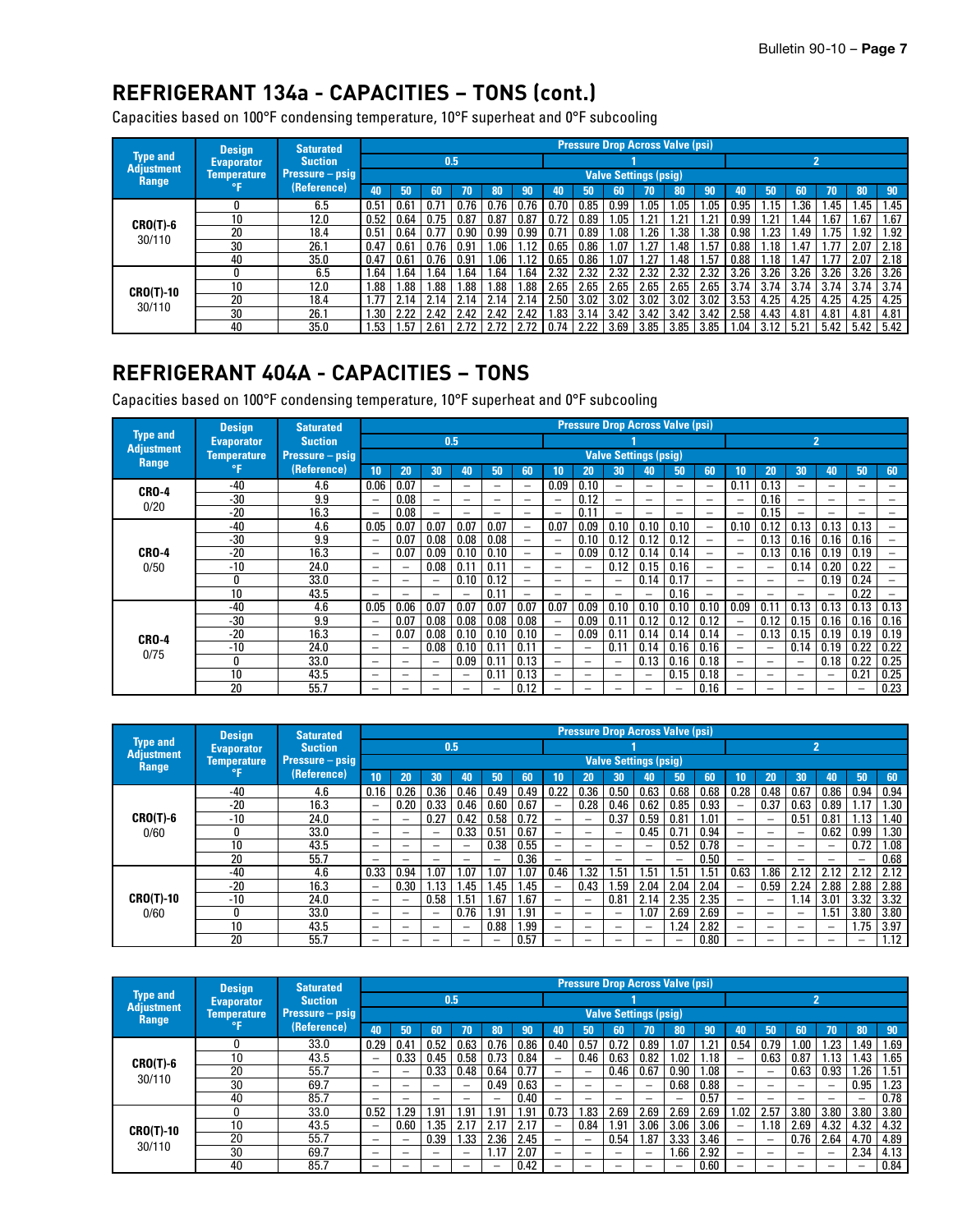## REFRIGERANT 134a - CAPACITIES – TONS (cont.)

Capacities based on 100°F condensing temperature, 10°F superheat and 0°F subcooling

| Type and Adjustment Range | Design Evaporator Temperature °F | Saturated Suction Pressure – psig (Reference) | Pressure Drop Across Valve (psi) | | | | | | | | | | | | | | | | | |
|---|---|---|---|---|---|---|---|---|---|---|---|---|---|---|---|---|---|---|---|---|
| | | | 0.5 | | | | | | 1 | | | | | | 2 | | | | | |
| | | | Valve Settings (psig) | | | | | | | | | | | | | | | | | |
| | | | 40 | 50 | 60 | 70 | 80 | 90 | 40 | 50 | 60 | 70 | 80 | 90 | 40 | 50 | 60 | 70 | 80 | 90 |
| CRO(T)-6 30/110 | 0 | 6.5 | 0.51 | 0.61 | 0.71 | 0.76 | 0.76 | 0.76 | 0.70 | 0.85 | 0.99 | 1.05 | 1.05 | 1.05 | 0.95 | 1.15 | 1.36 | 1.45 | 1.45 | 1.45 |
| | 10 | 12.0 | 0.52 | 0.64 | 0.75 | 0.87 | 0.87 | 0.87 | 0.72 | 0.89 | 1.05 | 1.21 | 1.21 | 1.21 | 0.99 | 1.21 | 1.44 | 1.67 | 1.67 | 1.67 |
| | 20 | 18.4 | 0.51 | 0.64 | 0.77 | 0.90 | 0.99 | 0.99 | 0.71 | 0.89 | 1.08 | 1.26 | 1.38 | 1.38 | 0.98 | 1.23 | 1.49 | 1.75 | 1.92 | 1.92 |
| | 30 | 26.1 | 0.47 | 0.61 | 0.76 | 0.91 | 1.06 | 1.12 | 0.65 | 0.86 | 1.07 | 1.27 | 1.48 | 1.57 | 0.88 | 1.18 | 1.47 | 1.77 | 2.07 | 2.18 |
| | 40 | 35.0 | 0.47 | 0.61 | 0.76 | 0.91 | 1.06 | 1.12 | 0.65 | 0.86 | 1.07 | 1.27 | 1.48 | 1.57 | 0.88 | 1.18 | 1.47 | 1.77 | 2.07 | 2.18 |
| CRO(T)-10 30/110 | 0 | 6.5 | 1.64 | 1.64 | 1.64 | 1.64 | 1.64 | 1.64 | 2.32 | 2.32 | 2.32 | 2.32 | 2.32 | 2.32 | 3.26 | 3.26 | 3.26 | 3.26 | 3.26 | 3.26 |
| | 10 | 12.0 | 1.88 | 1.88 | 1.88 | 1.88 | 1.88 | 1.88 | 2.65 | 2.65 | 2.65 | 2.65 | 2.65 | 2.65 | 3.74 | 3.74 | 3.74 | 3.74 | 3.74 | 3.74 |
| | 20 | 18.4 | 1.77 | 2.14 | 2.14 | 2.14 | 2.14 | 2.14 | 2.50 | 3.02 | 3.02 | 3.02 | 3.02 | 3.02 | 3.53 | 4.25 | 4.25 | 4.25 | 4.25 | 4.25 |
| | 30 | 26.1 | 1.30 | 2.22 | 2.42 | 2.42 | 2.42 | 2.42 | 1.83 | 3.14 | 3.42 | 3.42 | 3.42 | 3.42 | 2.58 | 4.43 | 4.81 | 4.81 | 4.81 | 4.81 |
| | 40 | 35.0 | 1.53 | 1.57 | 2.61 | 2.72 | 2.72 | 2.72 | 0.74 | 2.22 | 3.69 | 3.85 | 3.85 | 3.85 | 1.04 | 3.12 | 5.21 | 5.42 | 5.42 | 5.42 |

## REFRIGERANT 404A - CAPACITIES – TONS

Capacities based on 100°F condensing temperature, 10°F superheat and 0°F subcooling

| Type and Adjustment Range | Design Evaporator Temperature °F | Saturated Suction Pressure – psig (Reference) | Pressure Drop Across Valve (psi) | | | | | | | | | | | | | | | | | |
|---|---|---|---|---|---|---|---|---|---|---|---|---|---|---|---|---|---|---|---|---|
| | | | 0.5 | | | | | | 1 | | | | | | 2 | | | | | |
| | | | Valve Settings (psig) | | | | | | | | | | | | | | | | | |
| | | | 10 | 20 | 30 | 40 | 50 | 60 | 10 | 20 | 30 | 40 | 50 | 60 | 10 | 20 | 30 | 40 | 50 | 60 |
| CRO-4 0/20 | -40 | 4.6 | 0.06 | 0.07 | – | – | – | – | 0.09 | 0.10 | – | – | – | – | 0.11 | 0.13 | – | – | – | – |
| | -30 | 9.9 | – | 0.08 | – | – | – | – | – | 0.12 | – | – | – | – | – | 0.16 | – | – | – | – |
| | -20 | 16.3 | – | 0.08 | – | – | – | – | – | 0.11 | – | – | – | – | – | 0.15 | – | – | – | – |
| CRO-4 0/50 | -40 | 4.6 | 0.05 | 0.07 | 0.07 | 0.07 | 0.07 | – | 0.07 | 0.09 | 0.10 | 0.10 | 0.10 | – | 0.10 | 0.12 | 0.13 | 0.13 | 0.13 | – |
| | -30 | 9.9 | – | 0.07 | 0.08 | 0.08 | 0.08 | – | – | 0.10 | 0.12 | 0.12 | 0.12 | – | – | 0.13 | 0.16 | 0.16 | 0.16 | – |
| | -20 | 16.3 | – | 0.07 | 0.09 | 0.10 | 0.10 | – | – | 0.09 | 0.12 | 0.14 | 0.14 | – | – | 0.13 | 0.16 | 0.19 | 0.19 | – |
| | -10 | 24.0 | – | – | 0.08 | 0.11 | 0.11 | – | – | – | 0.12 | 0.15 | 0.16 | – | – | – | 0.14 | 0.20 | 0.22 | – |
| | 0 | 33.0 | – | – | – | 0.10 | 0.12 | – | – | – | – | 0.14 | 0.17 | – | – | – | – | 0.19 | 0.24 | – |
| | 10 | 43.5 | – | – | – | – | 0.11 | – | – | – | – | – | 0.16 | – | – | – | – | – | 0.22 | – |
| CRO-4 0/75 | -40 | 4.6 | 0.05 | 0.06 | 0.07 | 0.07 | 0.07 | 0.07 | 0.07 | 0.09 | 0.10 | 0.10 | 0.10 | 0.10 | 0.09 | 0.11 | 0.13 | 0.13 | 0.13 | 0.13 |
| | -30 | 9.9 | – | 0.07 | 0.08 | 0.08 | 0.08 | 0.08 | – | 0.09 | 0.11 | 0.12 | 0.12 | 0.12 | – | 0.12 | 0.15 | 0.16 | 0.16 | 0.16 |
| | -20 | 16.3 | – | 0.07 | 0.08 | 0.10 | 0.10 | 0.10 | – | 0.09 | 0.11 | 0.14 | 0.14 | 0.14 | – | 0.13 | 0.15 | 0.19 | 0.19 | 0.19 |
| | -10 | 24.0 | – | – | 0.08 | 0.10 | 0.11 | 0.11 | – | – | 0.11 | 0.14 | 0.16 | 0.16 | – | – | 0.14 | 0.19 | 0.22 | 0.22 |
| | 0 | 33.0 | – | – | – | 0.09 | 0.11 | 0.13 | – | – | – | 0.13 | 0.16 | 0.18 | – | – | – | 0.18 | 0.22 | 0.25 |
| | 10 | 43.5 | – | – | – | – | 0.11 | 0.13 | – | – | – | – | 0.15 | 0.18 | – | – | – | – | 0.21 | 0.25 |
| | 20 | 55.7 | – | – | – | – | – | 0.12 | – | – | – | – | – | 0.16 | – | – | – | – | – | 0.23 |

| Type and Adjustment Range | Design Evaporator Temperature °F | Saturated Suction Pressure – psig (Reference) | Pressure Drop Across Valve (psi) | | | | | | | | | | | | | | | | | |
|---|---|---|---|---|---|---|---|---|---|---|---|---|---|---|---|---|---|---|---|---|
| | | | 0.5 | | | | | | 1 | | | | | | 2 | | | | | |
| | | | Valve Settings (psig) | | | | | | | | | | | | | | | | | |
| | | | 10 | 20 | 30 | 40 | 50 | 60 | 10 | 20 | 30 | 40 | 50 | 60 | 10 | 20 | 30 | 40 | 50 | 60 |
| CRO(T)-6 0/60 | -40 | 4.6 | 0.16 | 0.26 | 0.36 | 0.46 | 0.49 | 0.49 | 0.22 | 0.36 | 0.50 | 0.63 | 0.68 | 0.68 | 0.28 | 0.48 | 0.67 | 0.86 | 0.94 | 0.94 |
| | -20 | 16.3 | – | 0.20 | 0.33 | 0.46 | 0.60 | 0.67 | – | 0.28 | 0.46 | 0.62 | 0.85 | 0.93 | – | 0.37 | 0.63 | 0.89 | 1.17 | 1.30 |
| | -10 | 24.0 | – | – | 0.27 | 0.42 | 0.58 | 0.72 | – | – | 0.37 | 0.59 | 0.81 | 1.01 | – | – | 0.51 | 0.81 | 1.13 | 1.40 |
| | 0 | 33.0 | – | – | – | 0.33 | 0.51 | 0.67 | – | – | – | 0.45 | 0.71 | 0.94 | – | – | – | 0.62 | 0.99 | 1.30 |
| | 10 | 43.5 | – | – | – | – | 0.38 | 0.55 | – | – | – | – | 0.52 | 0.78 | – | – | – | – | 0.72 | 1.08 |
| | 20 | 55.7 | – | – | – | – | – | 0.36 | – | – | – | – | – | 0.50 | – | – | – | – | – | 0.68 |
| CRO(T)-10 0/60 | -40 | 4.6 | 0.33 | 0.94 | 1.07 | 1.07 | 1.07 | 1.07 | 0.46 | 1.32 | 1.51 | 1.51 | 1.51 | 1.51 | 0.63 | 1.86 | 2.12 | 2.12 | 2.12 | 2.12 |
| | -20 | 16.3 | – | 0.30 | 1.13 | 1.45 | 1.45 | 1.45 | – | 0.43 | 1.59 | 2.04 | 2.04 | 2.04 | – | 0.59 | 2.24 | 2.88 | 2.88 | 2.88 |
| | -10 | 24.0 | – | – | 0.58 | 1.51 | 1.67 | 1.67 | – | – | 0.81 | 2.14 | 2.35 | 2.35 | – | – | 1.14 | 3.01 | 3.32 | 3.32 |
| | 0 | 33.0 | – | – | – | 0.76 | 1.91 | 1.91 | – | – | – | 1.07 | 2.69 | 2.69 | – | – | – | 1.51 | 3.80 | 3.80 |
| | 10 | 43.5 | – | – | – | – | 0.88 | 1.99 | – | – | – | – | 1.24 | 2.82 | – | – | – | – | 1.75 | 3.97 |
| | 20 | 55.7 | – | – | – | – | – | 0.57 | – | – | – | – | – | 0.80 | – | – | – | – | – | 1.12 |

| Type and Adjustment Range | Design Evaporator Temperature °F | Saturated Suction Pressure – psig (Reference) | Pressure Drop Across Valve (psi) | | | | | | | | | | | | | | | | | |
|---|---|---|---|---|---|---|---|---|---|---|---|---|---|---|---|---|---|---|---|---|
| | | | 0.5 | | | | | | 1 | | | | | | 2 | | | | | |
| | | | Valve Settings (psig) | | | | | | | | | | | | | | | | | |
| | | | 40 | 50 | 60 | 70 | 80 | 90 | 40 | 50 | 60 | 70 | 80 | 90 | 40 | 50 | 60 | 70 | 80 | 90 |
| CRO(T)-6 30/110 | 0 | 33.0 | 0.29 | 0.41 | 0.52 | 0.63 | 0.76 | 0.86 | 0.40 | 0.57 | 0.72 | 0.89 | 1.07 | 1.21 | 0.54 | 0.79 | 1.00 | 1.23 | 1.49 | 1.69 |
| | 10 | 43.5 | – | 0.33 | 0.45 | 0.58 | 0.73 | 0.84 | – | 0.46 | 0.63 | 0.82 | 1.02 | 1.18 | – | 0.63 | 0.87 | 1.13 | 1.43 | 1.65 |
| | 20 | 55.7 | – | – | 0.33 | 0.48 | 0.64 | 0.77 | – | – | 0.46 | 0.67 | 0.90 | 1.08 | – | – | 0.63 | 0.93 | 1.26 | 1.51 |
| | 30 | 69.7 | – | – | – | – | 0.49 | 0.63 | – | – | – | – | 0.68 | 0.88 | – | – | – | – | 0.95 | 1.23 |
| | 40 | 85.7 | – | – | – | – | – | 0.40 | – | – | – | – | – | 0.57 | – | – | – | – | – | 0.78 |
| CRO(T)-10 30/110 | 0 | 33.0 | 0.52 | 1.29 | 1.91 | 1.91 | 1.91 | 1.91 | 0.73 | 1.83 | 2.69 | 2.69 | 2.69 | 2.69 | 1.02 | 2.57 | 3.80 | 3.80 | 3.80 | 3.80 |
| | 10 | 43.5 | – | 0.60 | 1.35 | 2.17 | 2.17 | 2.17 | – | 0.84 | 1.91 | 3.06 | 3.06 | 3.06 | – | 1.18 | 2.69 | 4.32 | 4.32 | 4.32 |
| | 20 | 55.7 | – | – | 0.39 | 1.33 | 2.36 | 2.45 | – | – | 0.54 | 1.87 | 3.33 | 3.46 | – | – | 0.76 | 2.64 | 4.70 | 4.89 |
| | 30 | 69.7 | – | – | – | – | 1.17 | 2.07 | – | – | – | – | 1.66 | 2.92 | – | – | – | – | 2.34 | 4.13 |
| | 40 | 85.7 | – | – | – | – | – | 0.42 | – | – | – | – | – | 0.60 | – | – | – | – | – | 0.84 |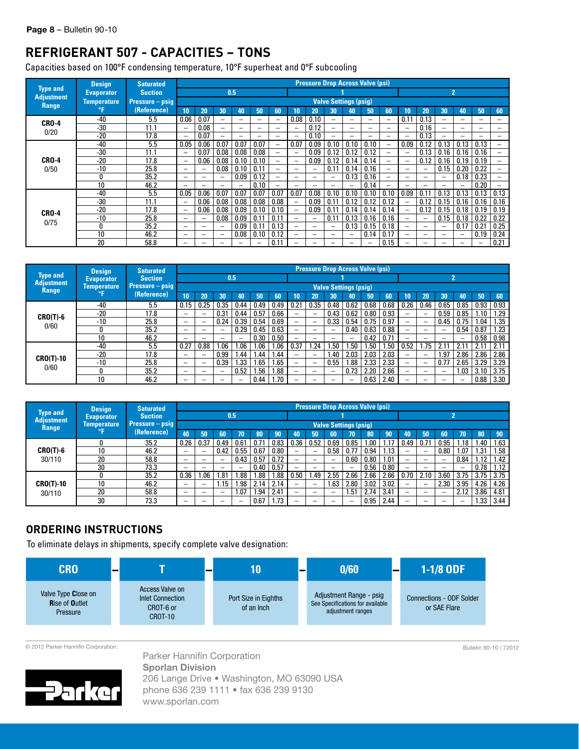## REFRIGERANT 507 - CAPACITIES – TONS

Capacities based on 100°F condensing temperature, 10°F superheat and 0°F subcooling

| Type and Adjustment Range | Design Evaporator Temperature °F | Saturated Suction Pressure – psig (Reference) | Pressure Drop Across Valve (psi) | | | | | | | | | | | | | | | | | |
|---|---|---|---|---|---|---|---|---|---|---|---|---|---|---|---|---|---|---|---|---|
| | | | 0.5 | | | | | | 1 | | | | | | 2 | | | | | |
| | | | Valve Settings (psig) | | | | | | | | | | | | | | | | | |
| | | | 10 | 20 | 30 | 40 | 50 | 60 | 10 | 20 | 30 | 40 | 50 | 60 | 10 | 20 | 30 | 40 | 50 | 60 |
| CRO-4 0/20 | -40 | 5.5 | 0.06 | 0.07 | – | – | – | – | 0.08 | 0.10 | – | – | – | – | 0.11 | 0.13 | – | – | – | – |
| | -30 | 11.1 | – | 0.08 | – | – | – | – | – | 0.12 | – | – | – | – | – | 0.16 | – | – | – | – |
| | -20 | 17.8 | – | 0.07 | – | – | – | – | – | 0.10 | – | – | – | – | – | 0.13 | – | – | – | – |
| CRO-4 0/50 | -40 | 5.5 | 0.05 | 0.06 | 0.07 | 0.07 | 0.07 | – | 0.07 | 0.09 | 0.10 | 0.10 | 0.10 | – | 0.09 | 0.12 | 0.13 | 0.13 | 0.13 | – |
| | -30 | 11.1 | – | 0.07 | 0.08 | 0.08 | 0.08 | – | – | 0.09 | 0.12 | 0.12 | 0.12 | – | – | 0.13 | 0.16 | 0.16 | 0.16 | – |
| | -20 | 17.8 | – | 0.06 | 0.08 | 0.10 | 0.10 | – | – | 0.09 | 0.12 | 0.14 | 0.14 | – | – | 0.12 | 0.16 | 0.19 | 0.19 | – |
| | -10 | 25.8 | – | – | 0.08 | 0.10 | 0.11 | – | – | – | 0.11 | 0.14 | 0.16 | – | – | – | 0.15 | 0.20 | 0.22 | – |
| | 0 | 35.2 | – | – | – | 0.09 | 0.12 | – | – | – | – | 0.13 | 0.16 | – | – | – | – | 0.18 | 0.23 | – |
| | 10 | 46.2 | – | – | – | – | 0.10 | – | – | – | – | – | 0.14 | – | – | – | – | – | 0.20 | – |
| CRO-4 0/75 | -40 | 5.5 | 0.05 | 0.06 | 0.07 | 0.07 | 0.07 | 0.07 | 0.07 | 0.08 | 0.10 | 0.10 | 0.10 | 0.10 | 0.09 | 0.11 | 0.13 | 0.13 | 0.13 | 0.13 |
| | -30 | 11.1 | – | 0.06 | 0.08 | 0.08 | 0.08 | 0.08 | – | 0.09 | 0.11 | 0.12 | 0.12 | 0.12 | – | 0.12 | 0.15 | 0.16 | 0.16 | 0.16 |
| | -20 | 17.8 | – | 0.06 | 0.08 | 0.09 | 0.10 | 0.10 | – | 0.09 | 0.11 | 0.14 | 0.14 | 0.14 | – | 0.12 | 0.15 | 0.18 | 0.19 | 0.19 |
| | -10 | 25.8 | – | – | 0.08 | 0.09 | 0.11 | 0.11 | – | – | 0.11 | 0.13 | 0.16 | 0.16 | – | – | 0.15 | 0.18 | 0.22 | 0.22 |
| | 0 | 35.2 | – | – | – | 0.09 | 0.11 | 0.13 | – | – | – | 0.13 | 0.15 | 0.18 | – | – | – | 0.17 | 0.21 | 0.25 |
| | 10 | 46.2 | – | – | – | 0.08 | 0.10 | 0.12 | – | – | – | – | 0.14 | 0.17 | – | – | – | – | 0.19 | 0.24 |
| | 20 | 58.8 | – | – | – | – | – | 0.11 | – | – | – | – | – | 0.15 | – | – | – | – | – | 0.21 |

| Type and Adjustment Range | Design Evaporator Temperature °F | Saturated Suction Pressure – psig (Reference) | Pressure Drop Across Valve (psi) | | | | | | | | | | | | | | | | | |
|---|---|---|---|---|---|---|---|---|---|---|---|---|---|---|---|---|---|---|---|---|
| | | | 0.5 | | | | | | 1 | | | | | | 2 | | | | | |
| | | | Valve Settings (psig) | | | | | | | | | | | | | | | | | |
| | | | 10 | 20 | 30 | 40 | 50 | 60 | 10 | 20 | 30 | 40 | 50 | 60 | 10 | 20 | 30 | 40 | 50 | 60 |
| CRO(T)-6 0/60 | -40 | 5.5 | 0.15 | 0.25 | 0.35 | 0.44 | 0.49 | 0.49 | 0.21 | 0.35 | 0.48 | 0.62 | 0.68 | 0.68 | 0.26 | 0.46 | 0.65 | 0.85 | 0.93 | 0.93 |
| | -20 | 17.8 | – | – | 0.31 | 0.44 | 0.57 | 0.66 | – | – | 0.43 | 0.62 | 0.80 | 0.93 | – | – | 0.59 | 0.85 | 1.10 | 1.29 |
| | -10 | 25.8 | – | – | 0.24 | 0.39 | 0.54 | 0.69 | – | – | 0.33 | 0.54 | 0.75 | 0.97 | – | – | 0.45 | 0.75 | 1.04 | 1.35 |
| | 0 | 35.2 | – | – | – | 0.29 | 0.45 | 0.63 | – | – | – | 0.40 | 0.63 | 0.88 | – | – | – | 0.54 | 0.87 | 1.23 |
| | 10 | 46.2 | – | – | – | – | 0.30 | 0.50 | – | – | – | – | 0.42 | 0.71 | – | – | – | – | 0.58 | 0.98 |
| CRO(T)-10 0/60 | -40 | 5.5 | 0.27 | 0.88 | 1.06 | 1.06 | 1.06 | 1.06 | 0.37 | 1.24 | 1.50 | 1.50 | 1.50 | 1.50 | 0.52 | 1.75 | 2.11 | 2.11 | 2.11 | 2.11 |
| | -20 | 17.8 | – | – | 0.99 | 1.44 | 1.44 | 1.44 | – | – | 1.40 | 2.03 | 2.03 | 2.03 | – | – | 1.97 | 2.86 | 2.86 | 2.86 |
| | -10 | 25.8 | – | – | 0.39 | 1.33 | 1.65 | 1.65 | – | – | 0.55 | 1.88 | 2.33 | 2.33 | – | – | 0.77 | 2.65 | 3.29 | 3.29 |
| | 0 | 35.2 | – | – | – | 0.52 | 1.56 | 1.88 | – | – | – | 0.73 | 2.20 | 2.66 | – | – | – | 1.03 | 3.10 | 3.75 |
| | 10 | 46.2 | – | – | – | – | 0.44 | 1.70 | – | – | – | – | 0.63 | 2.40 | – | – | – | – | 0.88 | 3.30 |

| Type and Adjustment Range | Design Evaporator Temperature °F | Saturated Suction Pressure – psig (Reference) | Pressure Drop Across Valve (psi) | | | | | | | | | | | | | | | | | |
|---|---|---|---|---|---|---|---|---|---|---|---|---|---|---|---|---|---|---|---|---|
| | | | 0.5 | | | | | | 1 | | | | | | 2 | | | | | |
| | | | Valve Settings (psig) | | | | | | | | | | | | | | | | | |
| | | | 40 | 50 | 60 | 70 | 80 | 90 | 40 | 50 | 60 | 70 | 80 | 90 | 40 | 50 | 60 | 70 | 80 | 90 |
| CRO(T)-6 30/110 | 0 | 35.2 | 0.26 | 0.37 | 0.49 | 0.61 | 0.71 | 0.83 | 0.36 | 0.52 | 0.69 | 0.85 | 1.00 | 1.17 | 0.49 | 0.71 | 0.95 | 1.18 | 1.40 | 1.63 |
| | 10 | 46.2 | – | – | 0.42 | 0.55 | 0.67 | 0.80 | – | – | 0.58 | 0.77 | 0.94 | 1.13 | – | – | 0.80 | 1.07 | 1.31 | 1.58 |
| | 20 | 58.8 | – | – | – | 0.43 | 0.57 | 0.72 | – | – | – | 0.60 | 0.80 | 1.01 | – | – | – | 0.84 | 1.12 | 1.42 |
| | 30 | 73.3 | – | – | – | – | 0.40 | 0.57 | – | – | – | – | 0.56 | 0.80 | – | – | – | – | 0.78 | 1.12 |
| CRO(T)-10 30/110 | 0 | 35.2 | 0.36 | 1.06 | 1.81 | 1.88 | 1.88 | 1.88 | 0.50 | 1.49 | 2.55 | 2.66 | 2.66 | 2.66 | 0.70 | 2.10 | 3.60 | 3.75 | 3.75 | 3.75 |
| | 10 | 46.2 | – | – | 1.15 | 1.98 | 2.14 | 2.14 | – | – | 1.63 | 2.80 | 3.02 | 3.02 | – | – | 2.30 | 3.95 | 4.26 | 4.26 |
| | 20 | 58.8 | – | – | – | 1.07 | 1.94 | 2.41 | – | – | – | 1.51 | 2.74 | 3.41 | – | – | – | 2.12 | 3.86 | 4.81 |
| | 30 | 73.3 | – | – | – | – | 0.67 | 1.73 | – | – | – | – | 0.95 | 2.44 | – | – | – | – | 1.33 | 3.44 |

## ORDERING INSTRUCTIONS

To eliminate delays in shipments, specify complete valve designation:

| CRO | – | T | – | 10 | – | 0/60 | – | 1-1/8 ODF |
|---|---|---|---|---|---|---|---|---|
| Valve Type **C**lose on **R**ise of **O**utlet Pressure | | Access Valve on Inlet Connection CROT-6 or CROT-10 | | Port Size in Eighths of an Inch | | Adjustment Range - psig See Specifications for available adjustment ranges | | Connections - ODF Solder or SAE Flare |

© 2012 Parker Hannifin Corporation.

Bulletin 90-10 / 72012

Parker Hannifin Corporation
**Sporlan Division**
206 Lange Drive • Washington, MO 63090 USA
phone 636 239 1111 • fax 636 239 9130
www.sporlan.com